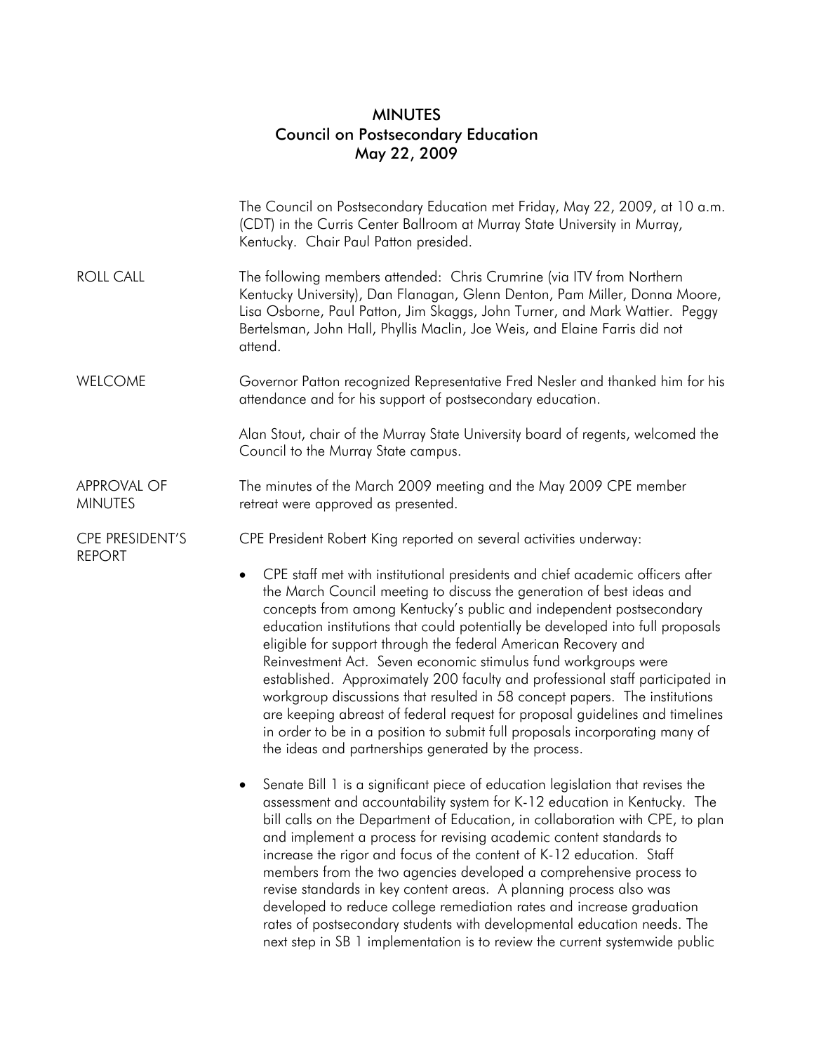# MINUTES
## Council on Postsecondary Education
### May 22, 2009

The Council on Postsecondary Education met Friday, May 22, 2009, at 10 a.m. (CDT) in the Curris Center Ballroom at Murray State University in Murray, Kentucky. Chair Paul Patton presided.

**ROLL CALL**

The following members attended: Chris Crumrine (via ITV from Northern Kentucky University), Dan Flanagan, Glenn Denton, Pam Miller, Donna Moore, Lisa Osborne, Paul Patton, Jim Skaggs, John Turner, and Mark Wattier. Peggy Bertelsman, John Hall, Phyllis Maclin, Joe Weis, and Elaine Farris did not attend.

**WELCOME**

Governor Patton recognized Representative Fred Nesler and thanked him for his attendance and for his support of postsecondary education.

Alan Stout, chair of the Murray State University board of regents, welcomed the Council to the Murray State campus.

**APPROVAL OF MINUTES**

The minutes of the March 2009 meeting and the May 2009 CPE member retreat were approved as presented.

**CPE PRESIDENT'S REPORT**

CPE President Robert King reported on several activities underway:

- CPE staff met with institutional presidents and chief academic officers after the March Council meeting to discuss the generation of best ideas and concepts from among Kentucky's public and independent postsecondary education institutions that could potentially be developed into full proposals eligible for support through the federal American Recovery and Reinvestment Act. Seven economic stimulus fund workgroups were established. Approximately 200 faculty and professional staff participated in workgroup discussions that resulted in 58 concept papers. The institutions are keeping abreast of federal request for proposal guidelines and timelines in order to be in a position to submit full proposals incorporating many of the ideas and partnerships generated by the process.

- Senate Bill 1 is a significant piece of education legislation that revises the assessment and accountability system for K-12 education in Kentucky. The bill calls on the Department of Education, in collaboration with CPE, to plan and implement a process for revising academic content standards to increase the rigor and focus of the content of K-12 education. Staff members from the two agencies developed a comprehensive process to revise standards in key content areas. A planning process also was developed to reduce college remediation rates and increase graduation rates of postsecondary students with developmental education needs. The next step in SB 1 implementation is to review the current systemwide public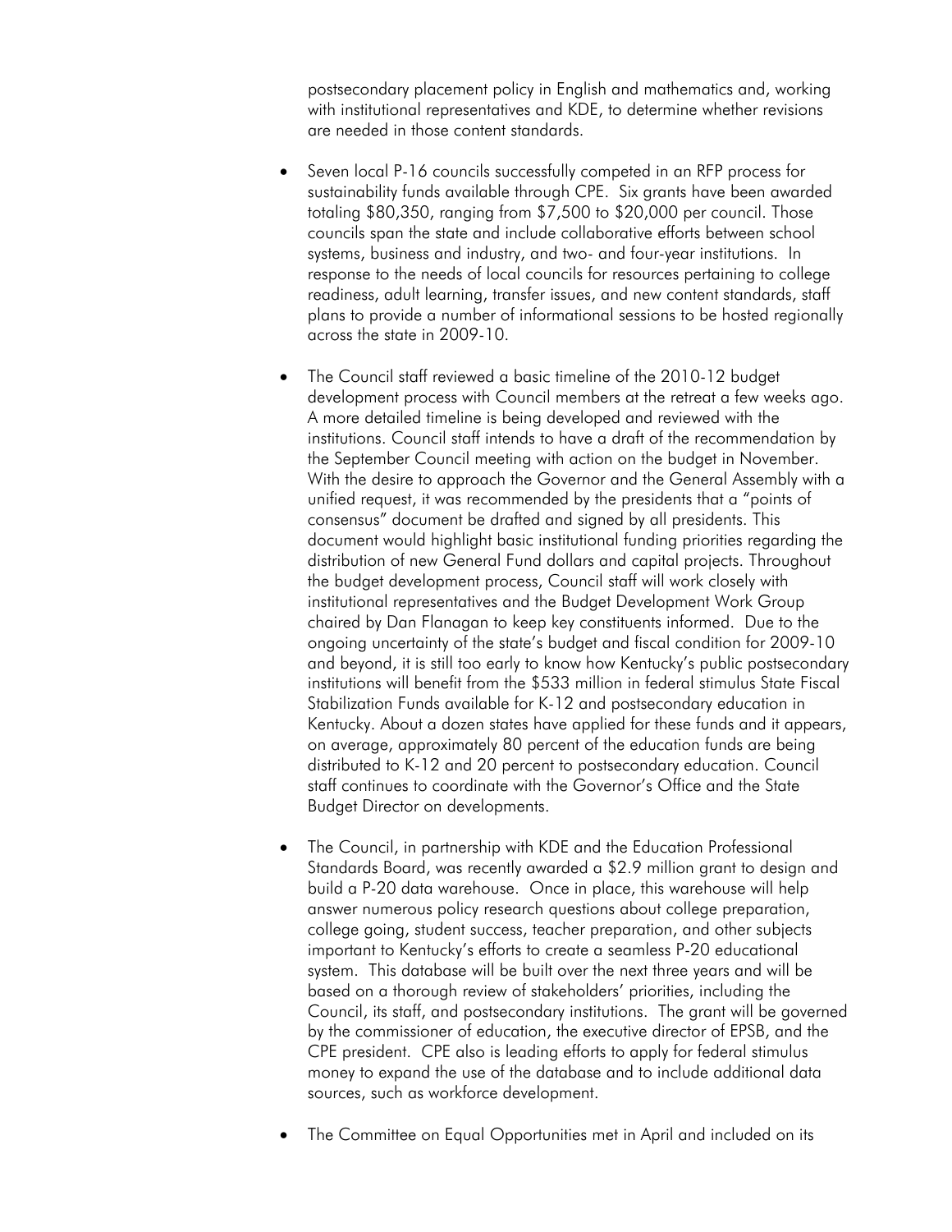postsecondary placement policy in English and mathematics and, working with institutional representatives and KDE, to determine whether revisions are needed in those content standards.

- Seven local P-16 councils successfully competed in an RFP process for sustainability funds available through CPE. Six grants have been awarded totaling $80,350, ranging from $7,500 to $20,000 per council. Those councils span the state and include collaborative efforts between school systems, business and industry, and two- and four-year institutions. In response to the needs of local councils for resources pertaining to college readiness, adult learning, transfer issues, and new content standards, staff plans to provide a number of informational sessions to be hosted regionally across the state in 2009-10.

- The Council staff reviewed a basic timeline of the 2010-12 budget development process with Council members at the retreat a few weeks ago. A more detailed timeline is being developed and reviewed with the institutions. Council staff intends to have a draft of the recommendation by the September Council meeting with action on the budget in November. With the desire to approach the Governor and the General Assembly with a unified request, it was recommended by the presidents that a "points of consensus" document be drafted and signed by all presidents. This document would highlight basic institutional funding priorities regarding the distribution of new General Fund dollars and capital projects. Throughout the budget development process, Council staff will work closely with institutional representatives and the Budget Development Work Group chaired by Dan Flanagan to keep key constituents informed. Due to the ongoing uncertainty of the state's budget and fiscal condition for 2009-10 and beyond, it is still too early to know how Kentucky's public postsecondary institutions will benefit from the $533 million in federal stimulus State Fiscal Stabilization Funds available for K-12 and postsecondary education in Kentucky. About a dozen states have applied for these funds and it appears, on average, approximately 80 percent of the education funds are being distributed to K-12 and 20 percent to postsecondary education. Council staff continues to coordinate with the Governor's Office and the State Budget Director on developments.

- The Council, in partnership with KDE and the Education Professional Standards Board, was recently awarded a $2.9 million grant to design and build a P-20 data warehouse. Once in place, this warehouse will help answer numerous policy research questions about college preparation, college going, student success, teacher preparation, and other subjects important to Kentucky's efforts to create a seamless P-20 educational system. This database will be built over the next three years and will be based on a thorough review of stakeholders' priorities, including the Council, its staff, and postsecondary institutions. The grant will be governed by the commissioner of education, the executive director of EPSB, and the CPE president. CPE also is leading efforts to apply for federal stimulus money to expand the use of the database and to include additional data sources, such as workforce development.

- The Committee on Equal Opportunities met in April and included on its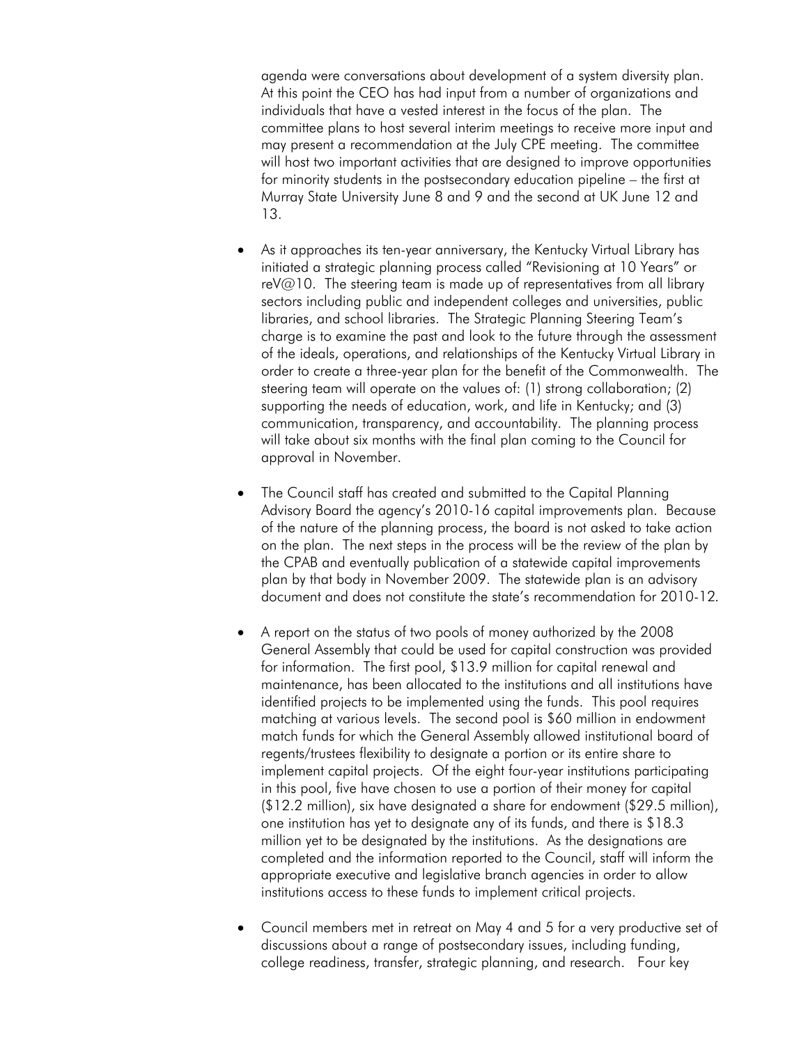agenda were conversations about development of a system diversity plan. At this point the CEO has had input from a number of organizations and individuals that have a vested interest in the focus of the plan. The committee plans to host several interim meetings to receive more input and may present a recommendation at the July CPE meeting. The committee will host two important activities that are designed to improve opportunities for minority students in the postsecondary education pipeline – the first at Murray State University June 8 and 9 and the second at UK June 12 and 13.

- As it approaches its ten-year anniversary, the Kentucky Virtual Library has initiated a strategic planning process called "Revisioning at 10 Years" or reV@10. The steering team is made up of representatives from all library sectors including public and independent colleges and universities, public libraries, and school libraries. The Strategic Planning Steering Team's charge is to examine the past and look to the future through the assessment of the ideals, operations, and relationships of the Kentucky Virtual Library in order to create a three-year plan for the benefit of the Commonwealth. The steering team will operate on the values of: (1) strong collaboration; (2) supporting the needs of education, work, and life in Kentucky; and (3) communication, transparency, and accountability. The planning process will take about six months with the final plan coming to the Council for approval in November.

- The Council staff has created and submitted to the Capital Planning Advisory Board the agency's 2010-16 capital improvements plan. Because of the nature of the planning process, the board is not asked to take action on the plan. The next steps in the process will be the review of the plan by the CPAB and eventually publication of a statewide capital improvements plan by that body in November 2009. The statewide plan is an advisory document and does not constitute the state's recommendation for 2010-12.

- A report on the status of two pools of money authorized by the 2008 General Assembly that could be used for capital construction was provided for information. The first pool, $13.9 million for capital renewal and maintenance, has been allocated to the institutions and all institutions have identified projects to be implemented using the funds. This pool requires matching at various levels. The second pool is $60 million in endowment match funds for which the General Assembly allowed institutional board of regents/trustees flexibility to designate a portion or its entire share to implement capital projects. Of the eight four-year institutions participating in this pool, five have chosen to use a portion of their money for capital ($12.2 million), six have designated a share for endowment ($29.5 million), one institution has yet to designate any of its funds, and there is $18.3 million yet to be designated by the institutions. As the designations are completed and the information reported to the Council, staff will inform the appropriate executive and legislative branch agencies in order to allow institutions access to these funds to implement critical projects.

- Council members met in retreat on May 4 and 5 for a very productive set of discussions about a range of postsecondary issues, including funding, college readiness, transfer, strategic planning, and research. Four key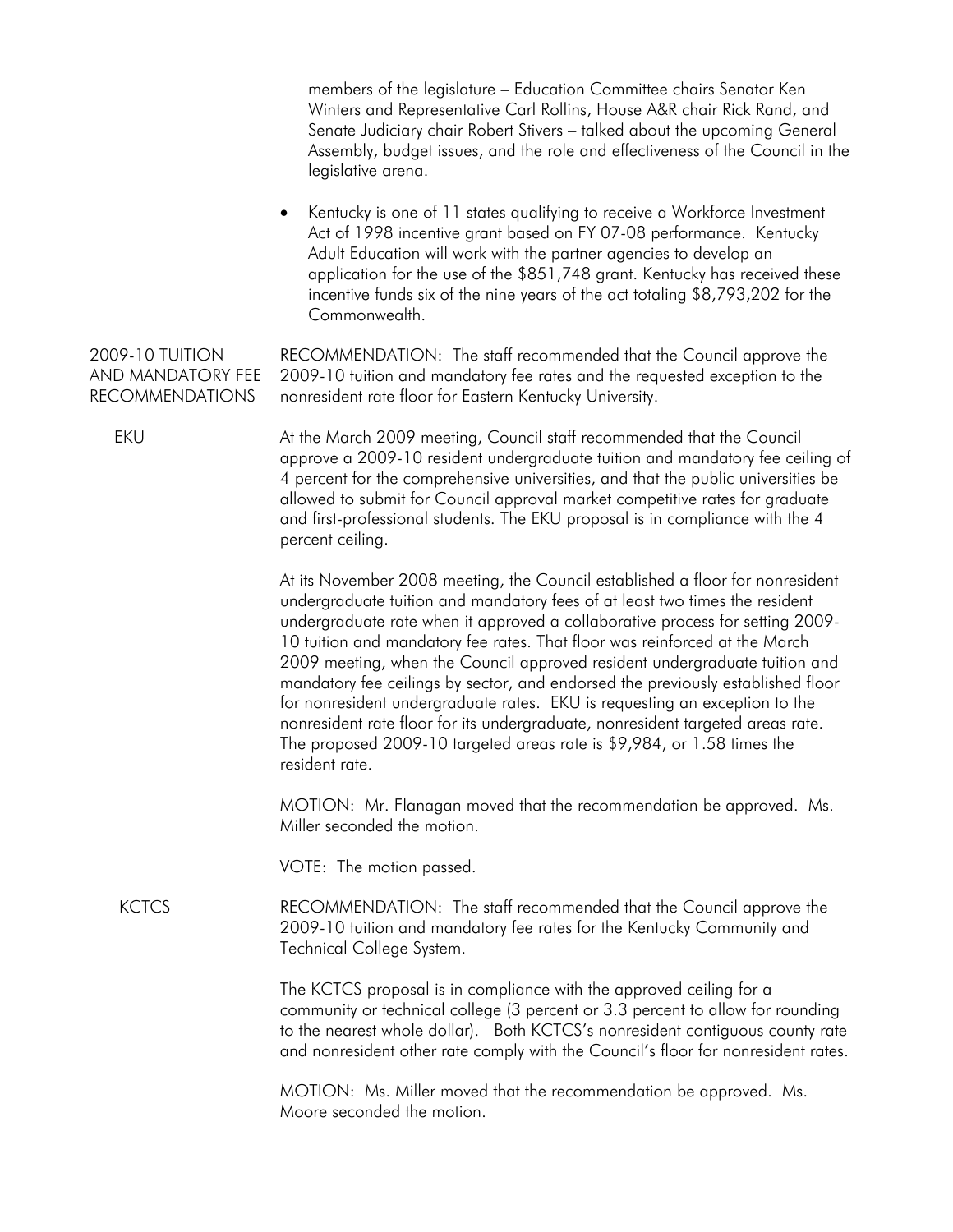members of the legislature – Education Committee chairs Senator Ken Winters and Representative Carl Rollins, House A&R chair Rick Rand, and Senate Judiciary chair Robert Stivers – talked about the upcoming General Assembly, budget issues, and the role and effectiveness of the Council in the legislative arena.

- Kentucky is one of 11 states qualifying to receive a Workforce Investment Act of 1998 incentive grant based on FY 07-08 performance. Kentucky Adult Education will work with the partner agencies to develop an application for the use of the $851,748 grant. Kentucky has received these incentive funds six of the nine years of the act totaling $8,793,202 for the Commonwealth.

## 2009-10 TUITION AND MANDATORY FEE RECOMMENDATIONS

RECOMMENDATION: The staff recommended that the Council approve the 2009-10 tuition and mandatory fee rates and the requested exception to the nonresident rate floor for Eastern Kentucky University.

### EKU

At the March 2009 meeting, Council staff recommended that the Council approve a 2009-10 resident undergraduate tuition and mandatory fee ceiling of 4 percent for the comprehensive universities, and that the public universities be allowed to submit for Council approval market competitive rates for graduate and first-professional students. The EKU proposal is in compliance with the 4 percent ceiling.

At its November 2008 meeting, the Council established a floor for nonresident undergraduate tuition and mandatory fees of at least two times the resident undergraduate rate when it approved a collaborative process for setting 2009-10 tuition and mandatory fee rates. That floor was reinforced at the March 2009 meeting, when the Council approved resident undergraduate tuition and mandatory fee ceilings by sector, and endorsed the previously established floor for nonresident undergraduate rates. EKU is requesting an exception to the nonresident rate floor for its undergraduate, nonresident targeted areas rate. The proposed 2009-10 targeted areas rate is $9,984, or 1.58 times the resident rate.

MOTION: Mr. Flanagan moved that the recommendation be approved. Ms. Miller seconded the motion.

VOTE: The motion passed.

### KCTCS

RECOMMENDATION: The staff recommended that the Council approve the 2009-10 tuition and mandatory fee rates for the Kentucky Community and Technical College System.

The KCTCS proposal is in compliance with the approved ceiling for a community or technical college (3 percent or 3.3 percent to allow for rounding to the nearest whole dollar). Both KCTCS's nonresident contiguous county rate and nonresident other rate comply with the Council's floor for nonresident rates.

MOTION: Ms. Miller moved that the recommendation be approved. Ms. Moore seconded the motion.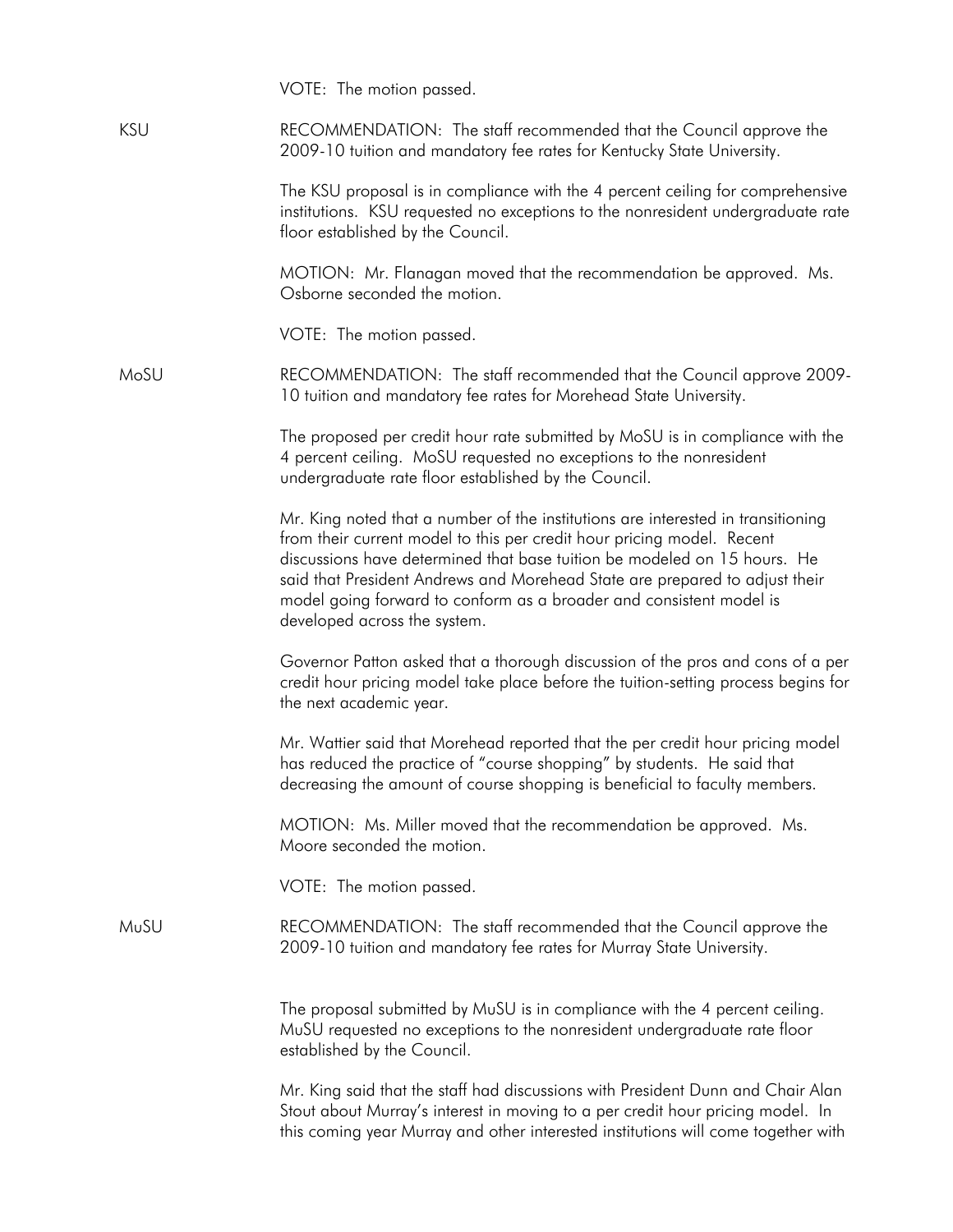VOTE: The motion passed.

KSU RECOMMENDATION: The staff recommended that the Council approve the 2009-10 tuition and mandatory fee rates for Kentucky State University.

The KSU proposal is in compliance with the 4 percent ceiling for comprehensive institutions. KSU requested no exceptions to the nonresident undergraduate rate floor established by the Council.

MOTION: Mr. Flanagan moved that the recommendation be approved. Ms. Osborne seconded the motion.

VOTE: The motion passed.

MoSU RECOMMENDATION: The staff recommended that the Council approve 2009-10 tuition and mandatory fee rates for Morehead State University.

The proposed per credit hour rate submitted by MoSU is in compliance with the 4 percent ceiling. MoSU requested no exceptions to the nonresident undergraduate rate floor established by the Council.

Mr. King noted that a number of the institutions are interested in transitioning from their current model to this per credit hour pricing model. Recent discussions have determined that base tuition be modeled on 15 hours. He said that President Andrews and Morehead State are prepared to adjust their model going forward to conform as a broader and consistent model is developed across the system.

Governor Patton asked that a thorough discussion of the pros and cons of a per credit hour pricing model take place before the tuition-setting process begins for the next academic year.

Mr. Wattier said that Morehead reported that the per credit hour pricing model has reduced the practice of "course shopping" by students. He said that decreasing the amount of course shopping is beneficial to faculty members.

MOTION: Ms. Miller moved that the recommendation be approved. Ms. Moore seconded the motion.

VOTE: The motion passed.

MuSU RECOMMENDATION: The staff recommended that the Council approve the 2009-10 tuition and mandatory fee rates for Murray State University.

The proposal submitted by MuSU is in compliance with the 4 percent ceiling. MuSU requested no exceptions to the nonresident undergraduate rate floor established by the Council.

Mr. King said that the staff had discussions with President Dunn and Chair Alan Stout about Murray's interest in moving to a per credit hour pricing model. In this coming year Murray and other interested institutions will come together with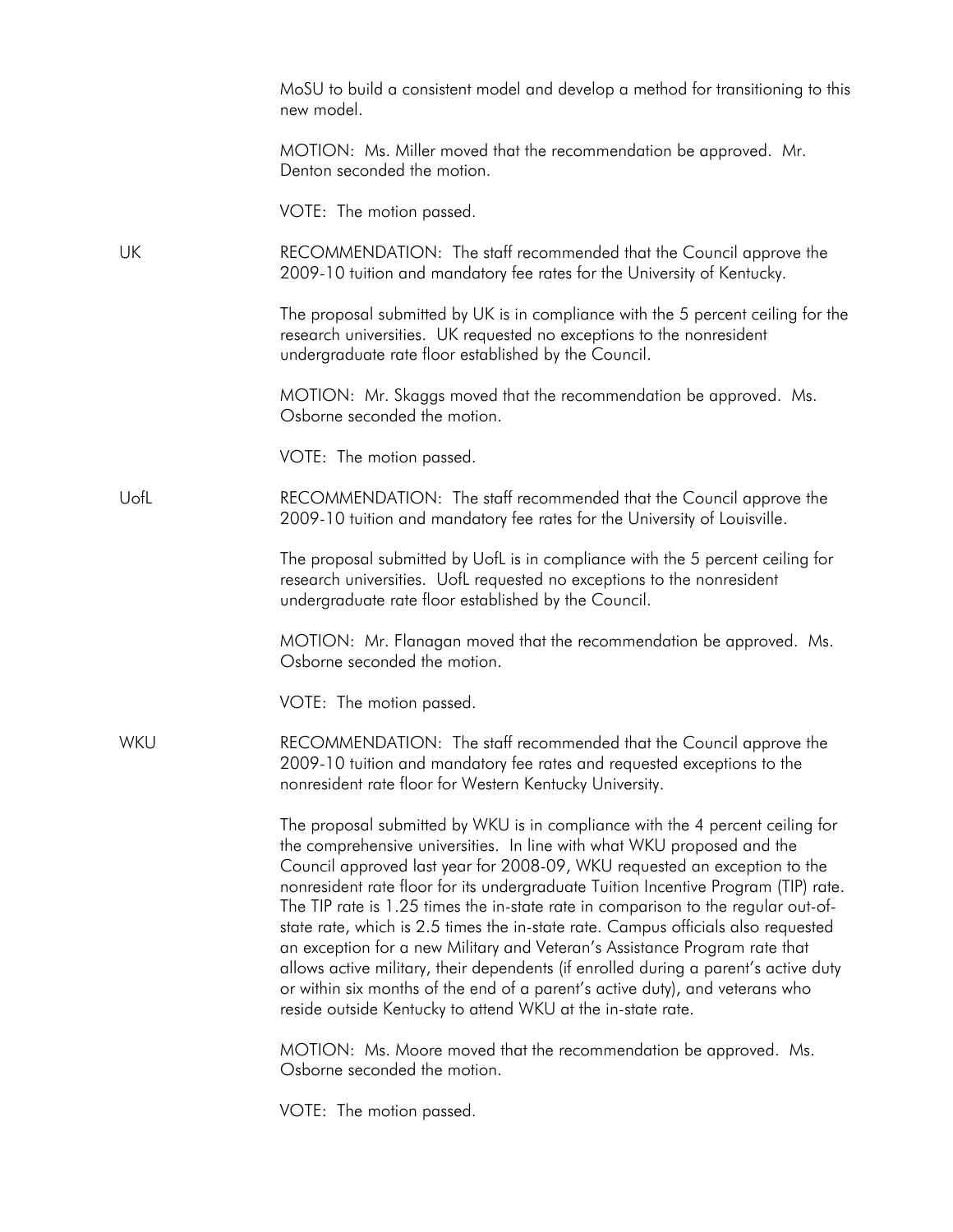MoSU to build a consistent model and develop a method for transitioning to this new model.

MOTION: Ms. Miller moved that the recommendation be approved. Mr. Denton seconded the motion.

VOTE: The motion passed.

UK

RECOMMENDATION: The staff recommended that the Council approve the 2009-10 tuition and mandatory fee rates for the University of Kentucky.

The proposal submitted by UK is in compliance with the 5 percent ceiling for the research universities. UK requested no exceptions to the nonresident undergraduate rate floor established by the Council.

MOTION: Mr. Skaggs moved that the recommendation be approved. Ms. Osborne seconded the motion.

VOTE: The motion passed.

UofL

RECOMMENDATION: The staff recommended that the Council approve the 2009-10 tuition and mandatory fee rates for the University of Louisville.

The proposal submitted by UofL is in compliance with the 5 percent ceiling for research universities. UofL requested no exceptions to the nonresident undergraduate rate floor established by the Council.

MOTION: Mr. Flanagan moved that the recommendation be approved. Ms. Osborne seconded the motion.

VOTE: The motion passed.

WKU

RECOMMENDATION: The staff recommended that the Council approve the 2009-10 tuition and mandatory fee rates and requested exceptions to the nonresident rate floor for Western Kentucky University.

The proposal submitted by WKU is in compliance with the 4 percent ceiling for the comprehensive universities. In line with what WKU proposed and the Council approved last year for 2008-09, WKU requested an exception to the nonresident rate floor for its undergraduate Tuition Incentive Program (TIP) rate. The TIP rate is 1.25 times the in-state rate in comparison to the regular out-of-state rate, which is 2.5 times the in-state rate. Campus officials also requested an exception for a new Military and Veteran's Assistance Program rate that allows active military, their dependents (if enrolled during a parent's active duty or within six months of the end of a parent's active duty), and veterans who reside outside Kentucky to attend WKU at the in-state rate.

MOTION: Ms. Moore moved that the recommendation be approved. Ms. Osborne seconded the motion.

VOTE: The motion passed.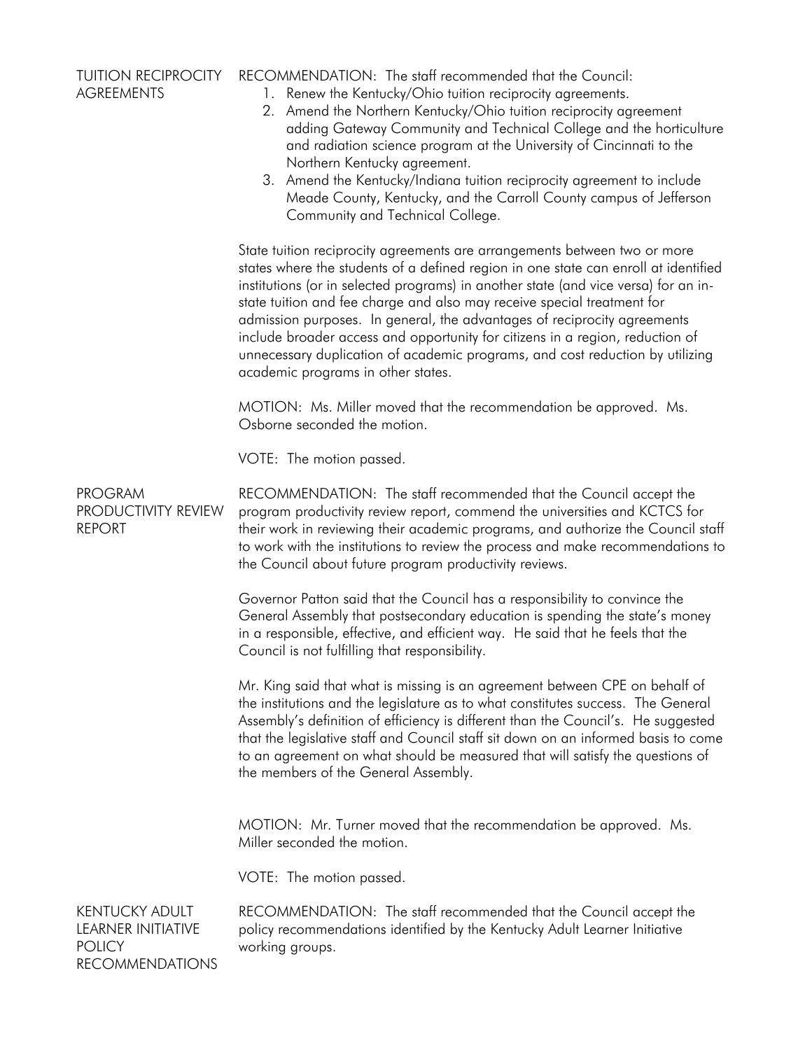## TUITION RECIPROCITY AGREEMENTS

RECOMMENDATION: The staff recommended that the Council:

1. Renew the Kentucky/Ohio tuition reciprocity agreements.
2. Amend the Northern Kentucky/Ohio tuition reciprocity agreement adding Gateway Community and Technical College and the horticulture and radiation science program at the University of Cincinnati to the Northern Kentucky agreement.
3. Amend the Kentucky/Indiana tuition reciprocity agreement to include Meade County, Kentucky, and the Carroll County campus of Jefferson Community and Technical College.

State tuition reciprocity agreements are arrangements between two or more states where the students of a defined region in one state can enroll at identified institutions (or in selected programs) in another state (and vice versa) for an in-state tuition and fee charge and also may receive special treatment for admission purposes. In general, the advantages of reciprocity agreements include broader access and opportunity for citizens in a region, reduction of unnecessary duplication of academic programs, and cost reduction by utilizing academic programs in other states.

MOTION: Ms. Miller moved that the recommendation be approved. Ms. Osborne seconded the motion.

VOTE: The motion passed.

## PROGRAM PRODUCTIVITY REVIEW REPORT

RECOMMENDATION: The staff recommended that the Council accept the program productivity review report, commend the universities and KCTCS for their work in reviewing their academic programs, and authorize the Council staff to work with the institutions to review the process and make recommendations to the Council about future program productivity reviews.

Governor Patton said that the Council has a responsibility to convince the General Assembly that postsecondary education is spending the state's money in a responsible, effective, and efficient way. He said that he feels that the Council is not fulfilling that responsibility.

Mr. King said that what is missing is an agreement between CPE on behalf of the institutions and the legislature as to what constitutes success. The General Assembly's definition of efficiency is different than the Council's. He suggested that the legislative staff and Council staff sit down on an informed basis to come to an agreement on what should be measured that will satisfy the questions of the members of the General Assembly.

MOTION: Mr. Turner moved that the recommendation be approved. Ms. Miller seconded the motion.

VOTE: The motion passed.

## KENTUCKY ADULT LEARNER INITIATIVE POLICY RECOMMENDATIONS

RECOMMENDATION: The staff recommended that the Council accept the policy recommendations identified by the Kentucky Adult Learner Initiative working groups.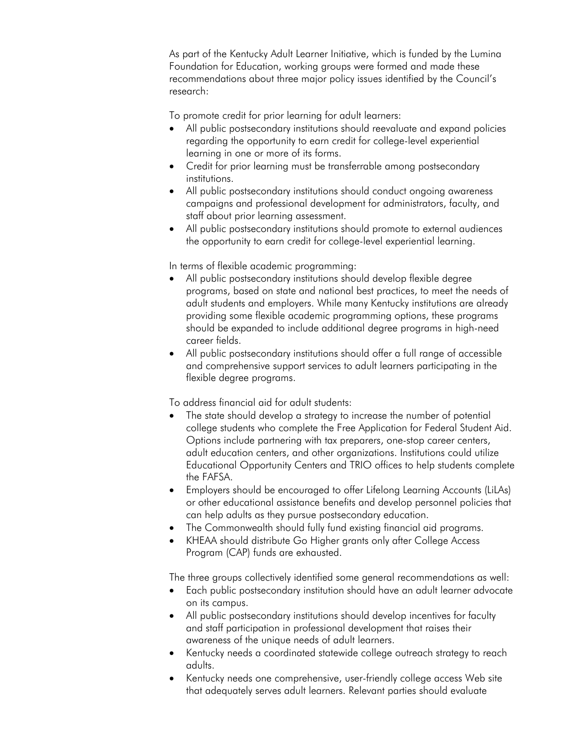As part of the Kentucky Adult Learner Initiative, which is funded by the Lumina Foundation for Education, working groups were formed and made these recommendations about three major policy issues identified by the Council's research:

To promote credit for prior learning for adult learners:

- All public postsecondary institutions should reevaluate and expand policies regarding the opportunity to earn credit for college-level experiential learning in one or more of its forms.
- Credit for prior learning must be transferrable among postsecondary institutions.
- All public postsecondary institutions should conduct ongoing awareness campaigns and professional development for administrators, faculty, and staff about prior learning assessment.
- All public postsecondary institutions should promote to external audiences the opportunity to earn credit for college-level experiential learning.

In terms of flexible academic programming:

- All public postsecondary institutions should develop flexible degree programs, based on state and national best practices, to meet the needs of adult students and employers. While many Kentucky institutions are already providing some flexible academic programming options, these programs should be expanded to include additional degree programs in high-need career fields.
- All public postsecondary institutions should offer a full range of accessible and comprehensive support services to adult learners participating in the flexible degree programs.

To address financial aid for adult students:

- The state should develop a strategy to increase the number of potential college students who complete the Free Application for Federal Student Aid. Options include partnering with tax preparers, one-stop career centers, adult education centers, and other organizations. Institutions could utilize Educational Opportunity Centers and TRIO offices to help students complete the FAFSA.
- Employers should be encouraged to offer Lifelong Learning Accounts (LiLAs) or other educational assistance benefits and develop personnel policies that can help adults as they pursue postsecondary education.
- The Commonwealth should fully fund existing financial aid programs.
- KHEAA should distribute Go Higher grants only after College Access Program (CAP) funds are exhausted.

The three groups collectively identified some general recommendations as well:

- Each public postsecondary institution should have an adult learner advocate on its campus.
- All public postsecondary institutions should develop incentives for faculty and staff participation in professional development that raises their awareness of the unique needs of adult learners.
- Kentucky needs a coordinated statewide college outreach strategy to reach adults.
- Kentucky needs one comprehensive, user-friendly college access Web site that adequately serves adult learners. Relevant parties should evaluate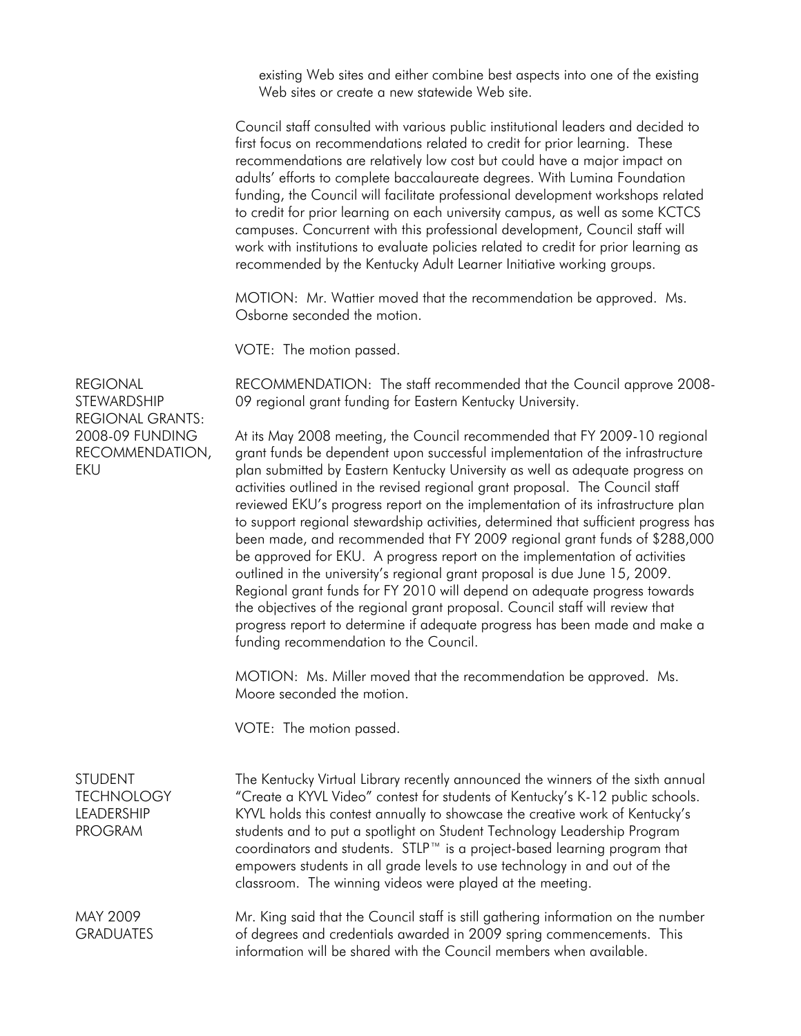existing Web sites and either combine best aspects into one of the existing Web sites or create a new statewide Web site.

Council staff consulted with various public institutional leaders and decided to first focus on recommendations related to credit for prior learning. These recommendations are relatively low cost but could have a major impact on adults' efforts to complete baccalaureate degrees. With Lumina Foundation funding, the Council will facilitate professional development workshops related to credit for prior learning on each university campus, as well as some KCTCS campuses. Concurrent with this professional development, Council staff will work with institutions to evaluate policies related to credit for prior learning as recommended by the Kentucky Adult Learner Initiative working groups.

MOTION: Mr. Wattier moved that the recommendation be approved. Ms. Osborne seconded the motion.

VOTE: The motion passed.

**REGIONAL STEWARDSHIP REGIONAL GRANTS: 2008-09 FUNDING RECOMMENDATION, EKU**

RECOMMENDATION: The staff recommended that the Council approve 2008-09 regional grant funding for Eastern Kentucky University.

At its May 2008 meeting, the Council recommended that FY 2009-10 regional grant funds be dependent upon successful implementation of the infrastructure plan submitted by Eastern Kentucky University as well as adequate progress on activities outlined in the revised regional grant proposal. The Council staff reviewed EKU's progress report on the implementation of its infrastructure plan to support regional stewardship activities, determined that sufficient progress has been made, and recommended that FY 2009 regional grant funds of $288,000 be approved for EKU. A progress report on the implementation of activities outlined in the university's regional grant proposal is due June 15, 2009. Regional grant funds for FY 2010 will depend on adequate progress towards the objectives of the regional grant proposal. Council staff will review that progress report to determine if adequate progress has been made and make a funding recommendation to the Council.

MOTION: Ms. Miller moved that the recommendation be approved. Ms. Moore seconded the motion.

VOTE: The motion passed.

**STUDENT TECHNOLOGY LEADERSHIP PROGRAM**

The Kentucky Virtual Library recently announced the winners of the sixth annual "Create a KYVL Video" contest for students of Kentucky's K-12 public schools. KYVL holds this contest annually to showcase the creative work of Kentucky's students and to put a spotlight on Student Technology Leadership Program coordinators and students. STLP™ is a project-based learning program that empowers students in all grade levels to use technology in and out of the classroom. The winning videos were played at the meeting.

**MAY 2009 GRADUATES**

Mr. King said that the Council staff is still gathering information on the number of degrees and credentials awarded in 2009 spring commencements. This information will be shared with the Council members when available.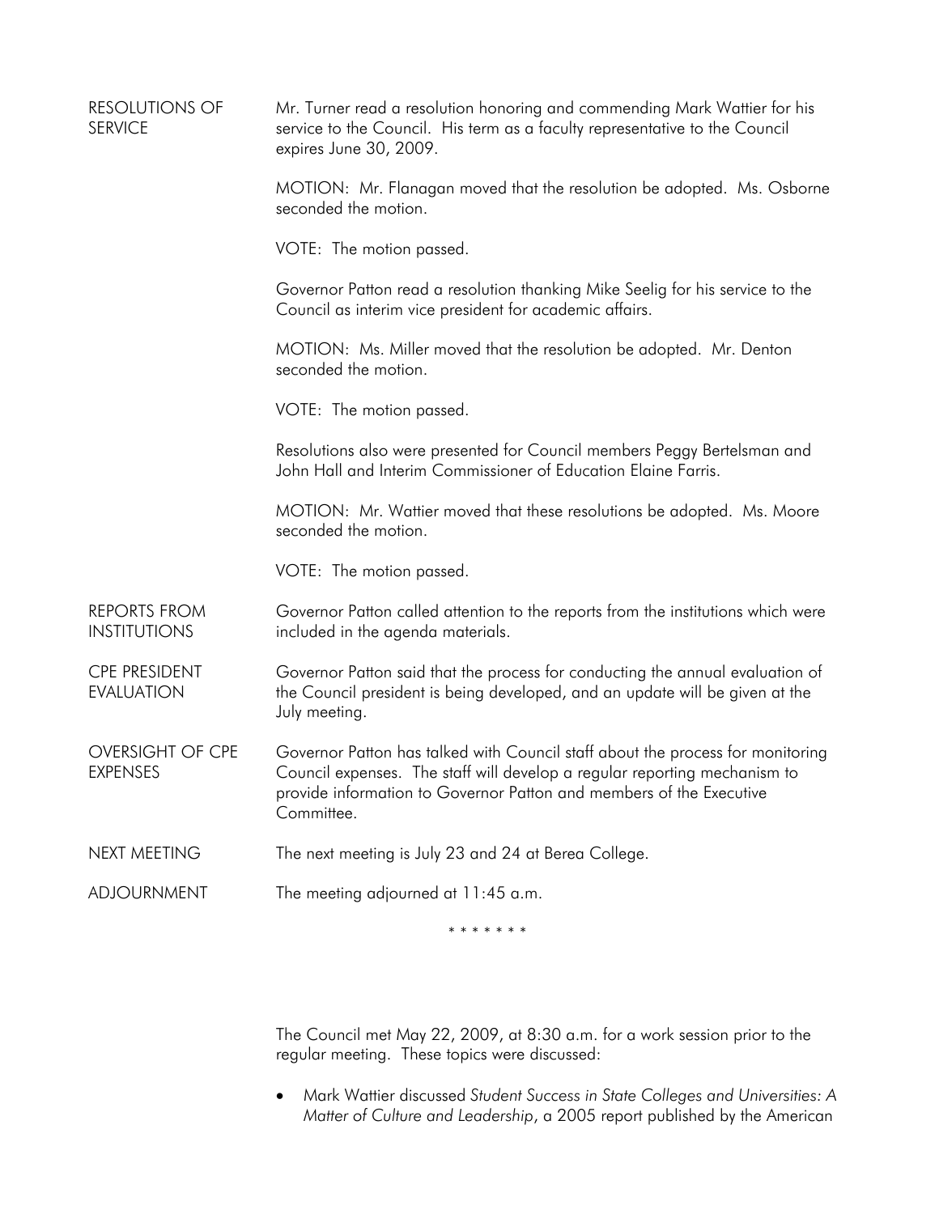**RESOLUTIONS OF SERVICE**

Mr. Turner read a resolution honoring and commending Mark Wattier for his service to the Council. His term as a faculty representative to the Council expires June 30, 2009.

MOTION: Mr. Flanagan moved that the resolution be adopted. Ms. Osborne seconded the motion.

VOTE: The motion passed.

Governor Patton read a resolution thanking Mike Seelig for his service to the Council as interim vice president for academic affairs.

MOTION: Ms. Miller moved that the resolution be adopted. Mr. Denton seconded the motion.

VOTE: The motion passed.

Resolutions also were presented for Council members Peggy Bertelsman and John Hall and Interim Commissioner of Education Elaine Farris.

MOTION: Mr. Wattier moved that these resolutions be adopted. Ms. Moore seconded the motion.

VOTE: The motion passed.

**REPORTS FROM INSTITUTIONS**

Governor Patton called attention to the reports from the institutions which were included in the agenda materials.

**CPE PRESIDENT EVALUATION**

Governor Patton said that the process for conducting the annual evaluation of the Council president is being developed, and an update will be given at the July meeting.

**OVERSIGHT OF CPE EXPENSES**

Governor Patton has talked with Council staff about the process for monitoring Council expenses. The staff will develop a regular reporting mechanism to provide information to Governor Patton and members of the Executive Committee.

**NEXT MEETING**

The next meeting is July 23 and 24 at Berea College.

**ADJOURNMENT**

The meeting adjourned at 11:45 a.m.

\* \* \* \* \* \* \*

The Council met May 22, 2009, at 8:30 a.m. for a work session prior to the regular meeting. These topics were discussed:

- Mark Wattier discussed *Student Success in State Colleges and Universities: A Matter of Culture and Leadership*, a 2005 report published by the American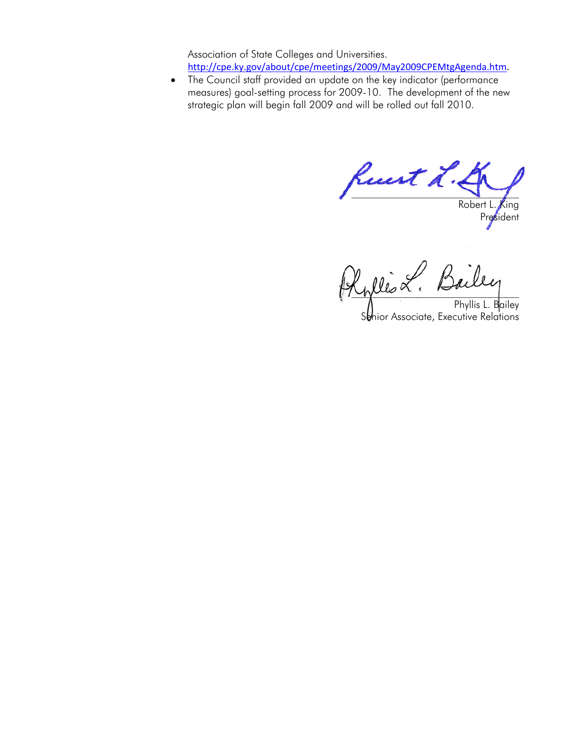Association of State Colleges and Universities. http://cpe.ky.gov/about/cpe/meetings/2009/May2009CPEMtgAgenda.htm.

- The Council staff provided an update on the key indicator (performance measures) goal-setting process for 2009-10. The development of the new strategic plan will begin fall 2009 and will be rolled out fall 2010.

Robert L. King
President

Phyllis L. Bailey
Senior Associate, Executive Relations